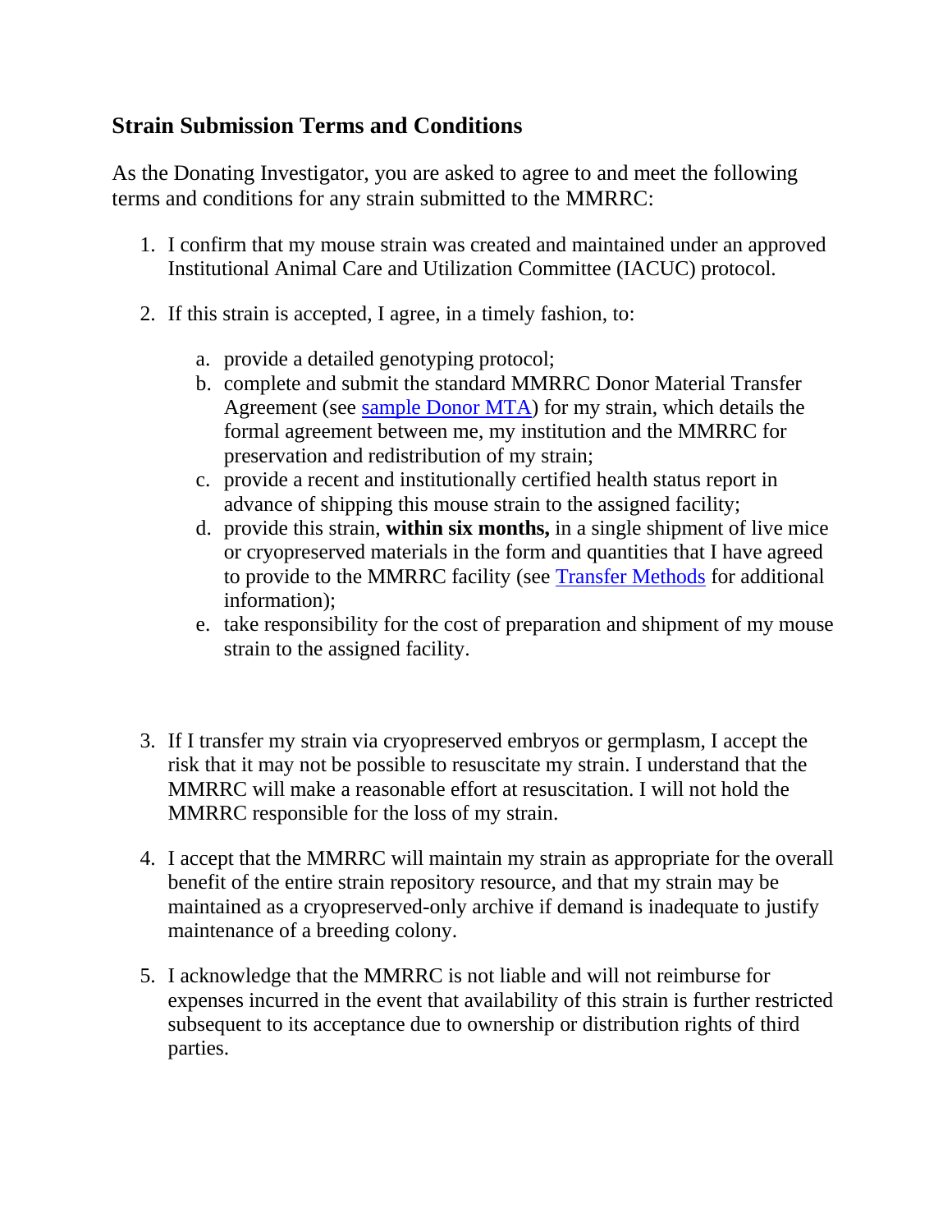## Strain Submission Terms and Conditions

As the Donating Investigator, you are asked to agree to and meet the following terms and conditions for any strain submitted to the MMRRC:

1. I confirm that my mouse strain was created and maintained under an approved Institutional Animal Care and Utilization Committee (IACUC) protocol.

2. If this strain is accepted, I agree, in a timely fashion, to:

   a. provide a detailed genotyping protocol;
   b. complete and submit the standard MMRRC Donor Material Transfer Agreement (see sample Donor MTA) for my strain, which details the formal agreement between me, my institution and the MMRRC for preservation and redistribution of my strain;
   c. provide a recent and institutionally certified health status report in advance of shipping this mouse strain to the assigned facility;
   d. provide this strain, **within six months,** in a single shipment of live mice or cryopreserved materials in the form and quantities that I have agreed to provide to the MMRRC facility (see Transfer Methods for additional information);
   e. take responsibility for the cost of preparation and shipment of my mouse strain to the assigned facility.

3. If I transfer my strain via cryopreserved embryos or germplasm, I accept the risk that it may not be possible to resuscitate my strain. I understand that the MMRRC will make a reasonable effort at resuscitation. I will not hold the MMRRC responsible for the loss of my strain.

4. I accept that the MMRRC will maintain my strain as appropriate for the overall benefit of the entire strain repository resource, and that my strain may be maintained as a cryopreserved-only archive if demand is inadequate to justify maintenance of a breeding colony.

5. I acknowledge that the MMRRC is not liable and will not reimburse for expenses incurred in the event that availability of this strain is further restricted subsequent to its acceptance due to ownership or distribution rights of third parties.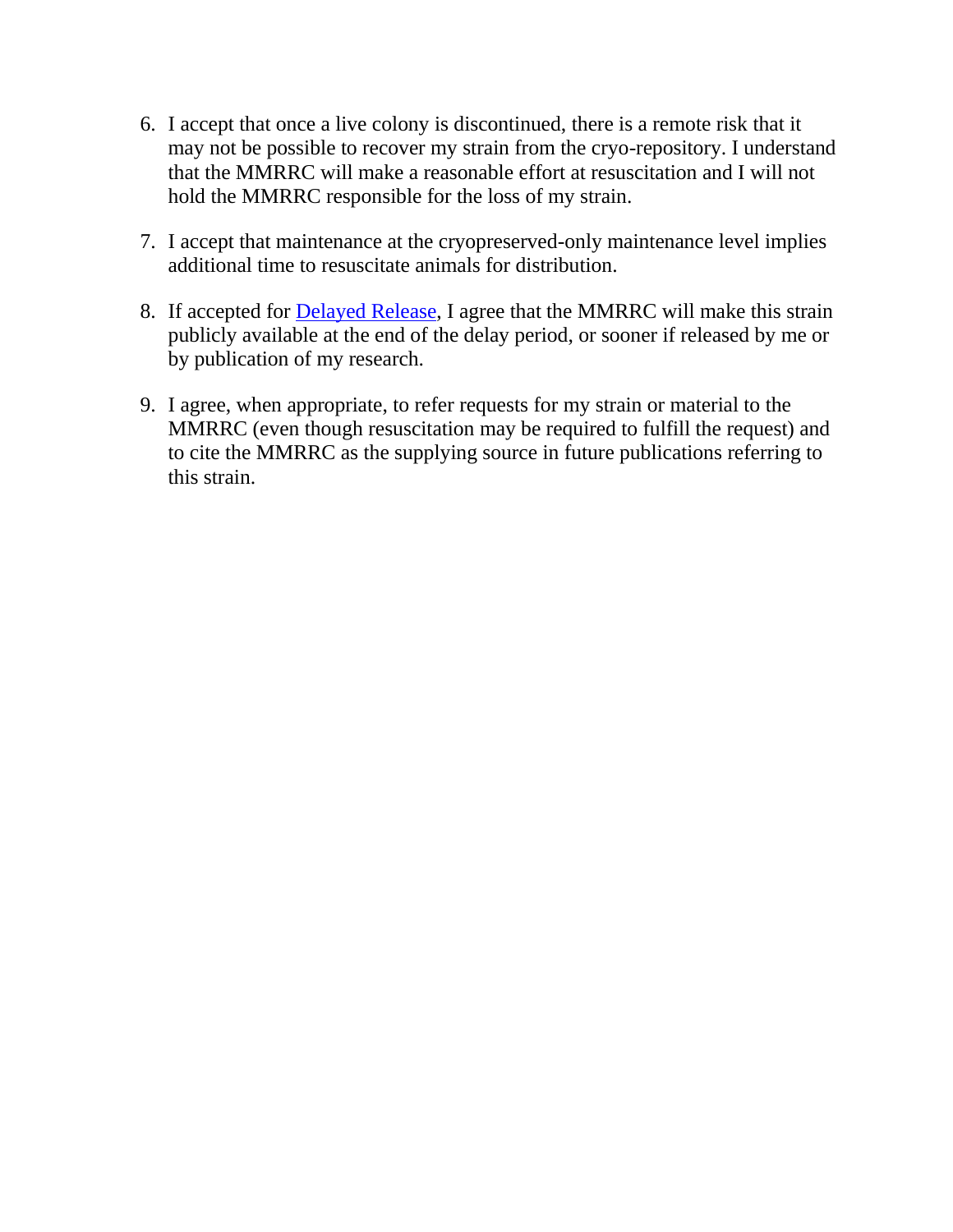6. I accept that once a live colony is discontinued, there is a remote risk that it may not be possible to recover my strain from the cryo-repository. I understand that the MMRRC will make a reasonable effort at resuscitation and I will not hold the MMRRC responsible for the loss of my strain.

7. I accept that maintenance at the cryopreserved-only maintenance level implies additional time to resuscitate animals for distribution.

8. If accepted for Delayed Release, I agree that the MMRRC will make this strain publicly available at the end of the delay period, or sooner if released by me or by publication of my research.

9. I agree, when appropriate, to refer requests for my strain or material to the MMRRC (even though resuscitation may be required to fulfill the request) and to cite the MMRRC as the supplying source in future publications referring to this strain.